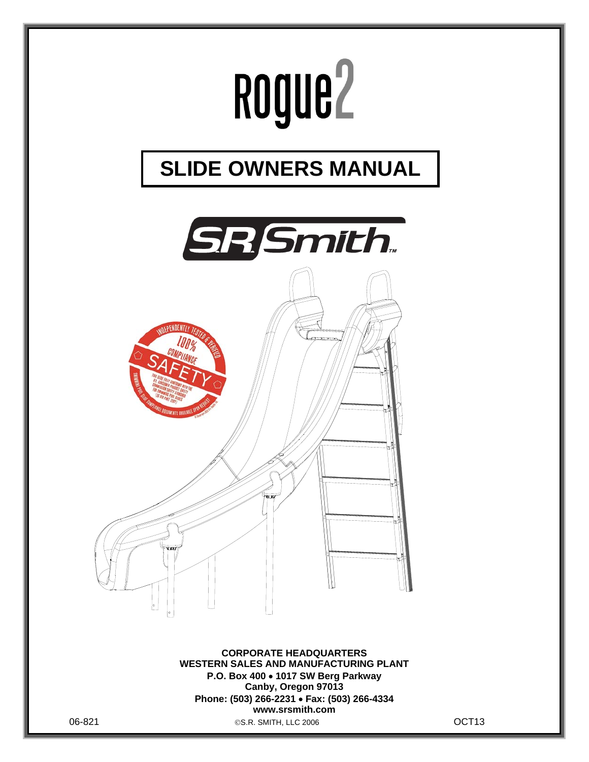# Rogue2

# SLIDE OWNERS MANUAL

**CORPORATE HEADQUARTERS**
**WESTERN SALES AND MANUFACTURING PLANT**
**P.O. Box 400 • 1017 SW Berg Parkway**
**Canby, Oregon 97013**
**Phone: (503) 266-2231 • Fax: (503) 266-4334**
**www.srsmith.com**

06-821 ©S.R. SMITH, LLC 2006 OCT13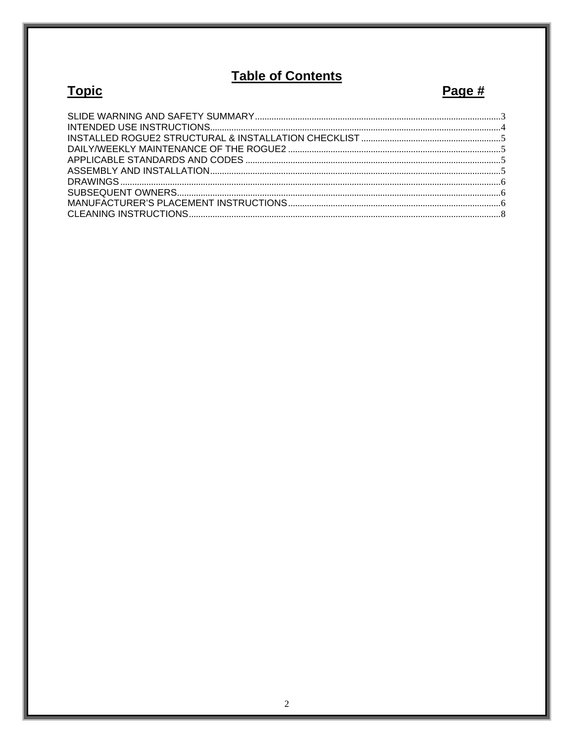# Table of Contents

| Topic | Page # |
| --- | --- |
| SLIDE WARNING AND SAFETY SUMMARY | 3 |
| INTENDED USE INSTRUCTIONS | 4 |
| INSTALLED ROGUE2 STRUCTURAL & INSTALLATION CHECKLIST | 5 |
| DAILY/WEEKLY MAINTENANCE OF THE ROGUE2 | 5 |
| APPLICABLE STANDARDS AND CODES | 5 |
| ASSEMBLY AND INSTALLATION | 5 |
| DRAWINGS | 6 |
| SUBSEQUENT OWNERS | 6 |
| MANUFACTURER'S PLACEMENT INSTRUCTIONS | 6 |
| CLEANING INSTRUCTIONS | 8 |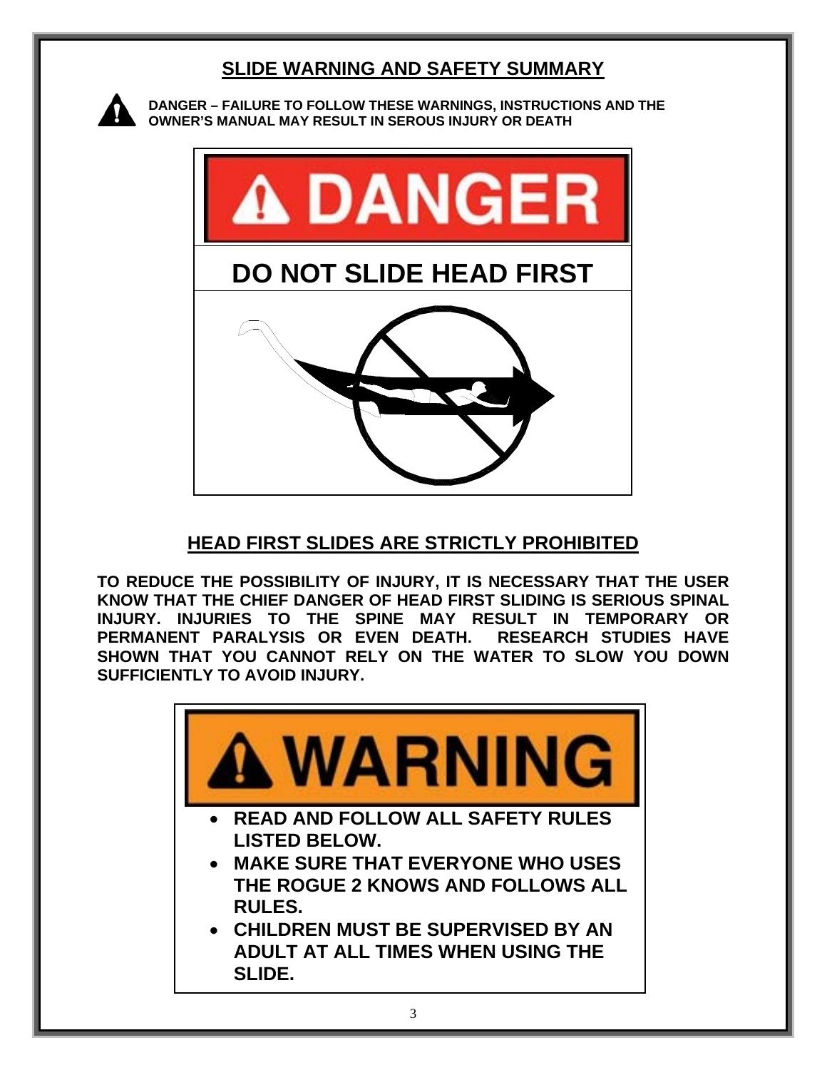## SLIDE WARNING AND SAFETY SUMMARY

**DANGER – FAILURE TO FOLLOW THESE WARNINGS, INSTRUCTIONS AND THE OWNER'S MANUAL MAY RESULT IN SEROUS INJURY OR DEATH**

**DANGER**

**DO NOT SLIDE HEAD FIRST**

## HEAD FIRST SLIDES ARE STRICTLY PROHIBITED

**TO REDUCE THE POSSIBILITY OF INJURY, IT IS NECESSARY THAT THE USER KNOW THAT THE CHIEF DANGER OF HEAD FIRST SLIDING IS SERIOUS SPINAL INJURY. INJURIES TO THE SPINE MAY RESULT IN TEMPORARY OR PERMANENT PARALYSIS OR EVEN DEATH. RESEARCH STUDIES HAVE SHOWN THAT YOU CANNOT RELY ON THE WATER TO SLOW YOU DOWN SUFFICIENTLY TO AVOID INJURY.**

**WARNING**

- **READ AND FOLLOW ALL SAFETY RULES LISTED BELOW.**
- **MAKE SURE THAT EVERYONE WHO USES THE ROGUE 2 KNOWS AND FOLLOWS ALL RULES.**
- **CHILDREN MUST BE SUPERVISED BY AN ADULT AT ALL TIMES WHEN USING THE SLIDE.**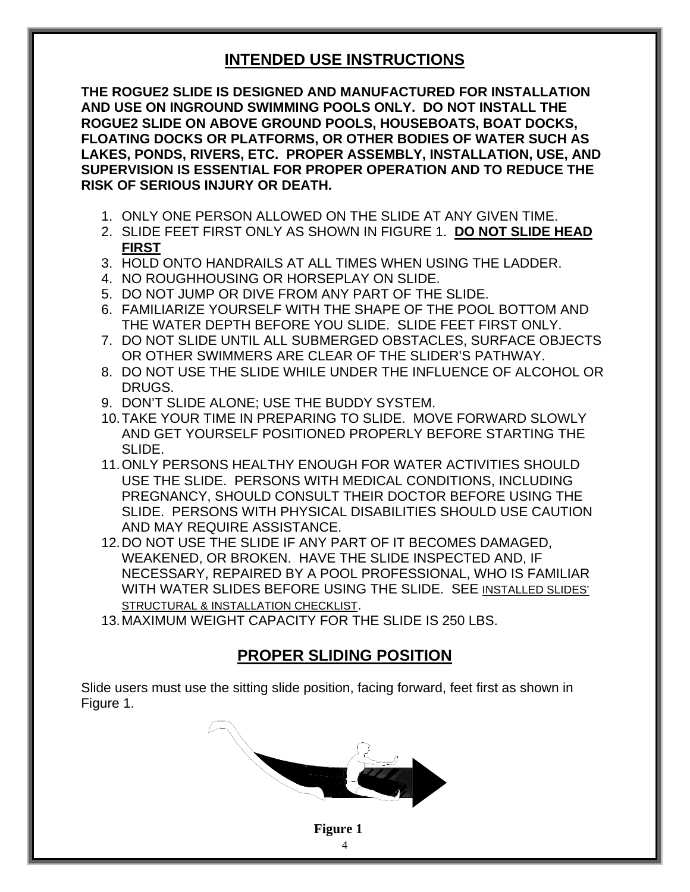## INTENDED USE INSTRUCTIONS

**THE ROGUE2 SLIDE IS DESIGNED AND MANUFACTURED FOR INSTALLATION AND USE ON INGROUND SWIMMING POOLS ONLY. DO NOT INSTALL THE ROGUE2 SLIDE ON ABOVE GROUND POOLS, HOUSEBOATS, BOAT DOCKS, FLOATING DOCKS OR PLATFORMS, OR OTHER BODIES OF WATER SUCH AS LAKES, PONDS, RIVERS, ETC. PROPER ASSEMBLY, INSTALLATION, USE, AND SUPERVISION IS ESSENTIAL FOR PROPER OPERATION AND TO REDUCE THE RISK OF SERIOUS INJURY OR DEATH.**

1. ONLY ONE PERSON ALLOWED ON THE SLIDE AT ANY GIVEN TIME.
2. SLIDE FEET FIRST ONLY AS SHOWN IN FIGURE 1. **DO NOT SLIDE HEAD FIRST**
3. HOLD ONTO HANDRAILS AT ALL TIMES WHEN USING THE LADDER.
4. NO ROUGHHOUSING OR HORSEPLAY ON SLIDE.
5. DO NOT JUMP OR DIVE FROM ANY PART OF THE SLIDE.
6. FAMILIARIZE YOURSELF WITH THE SHAPE OF THE POOL BOTTOM AND THE WATER DEPTH BEFORE YOU SLIDE. SLIDE FEET FIRST ONLY.
7. DO NOT SLIDE UNTIL ALL SUBMERGED OBSTACLES, SURFACE OBJECTS OR OTHER SWIMMERS ARE CLEAR OF THE SLIDER'S PATHWAY.
8. DO NOT USE THE SLIDE WHILE UNDER THE INFLUENCE OF ALCOHOL OR DRUGS.
9. DON'T SLIDE ALONE; USE THE BUDDY SYSTEM.
10. TAKE YOUR TIME IN PREPARING TO SLIDE. MOVE FORWARD SLOWLY AND GET YOURSELF POSITIONED PROPERLY BEFORE STARTING THE SLIDE.
11. ONLY PERSONS HEALTHY ENOUGH FOR WATER ACTIVITIES SHOULD USE THE SLIDE. PERSONS WITH MEDICAL CONDITIONS, INCLUDING PREGNANCY, SHOULD CONSULT THEIR DOCTOR BEFORE USING THE SLIDE. PERSONS WITH PHYSICAL DISABILITIES SHOULD USE CAUTION AND MAY REQUIRE ASSISTANCE.
12. DO NOT USE THE SLIDE IF ANY PART OF IT BECOMES DAMAGED, WEAKENED, OR BROKEN. HAVE THE SLIDE INSPECTED AND, IF NECESSARY, REPAIRED BY A POOL PROFESSIONAL, WHO IS FAMILIAR WITH WATER SLIDES BEFORE USING THE SLIDE. SEE INSTALLED SLIDES' STRUCTURAL & INSTALLATION CHECKLIST.
13. MAXIMUM WEIGHT CAPACITY FOR THE SLIDE IS 250 LBS.

## PROPER SLIDING POSITION

Slide users must use the sitting slide position, facing forward, feet first as shown in Figure 1.

**Figure 1**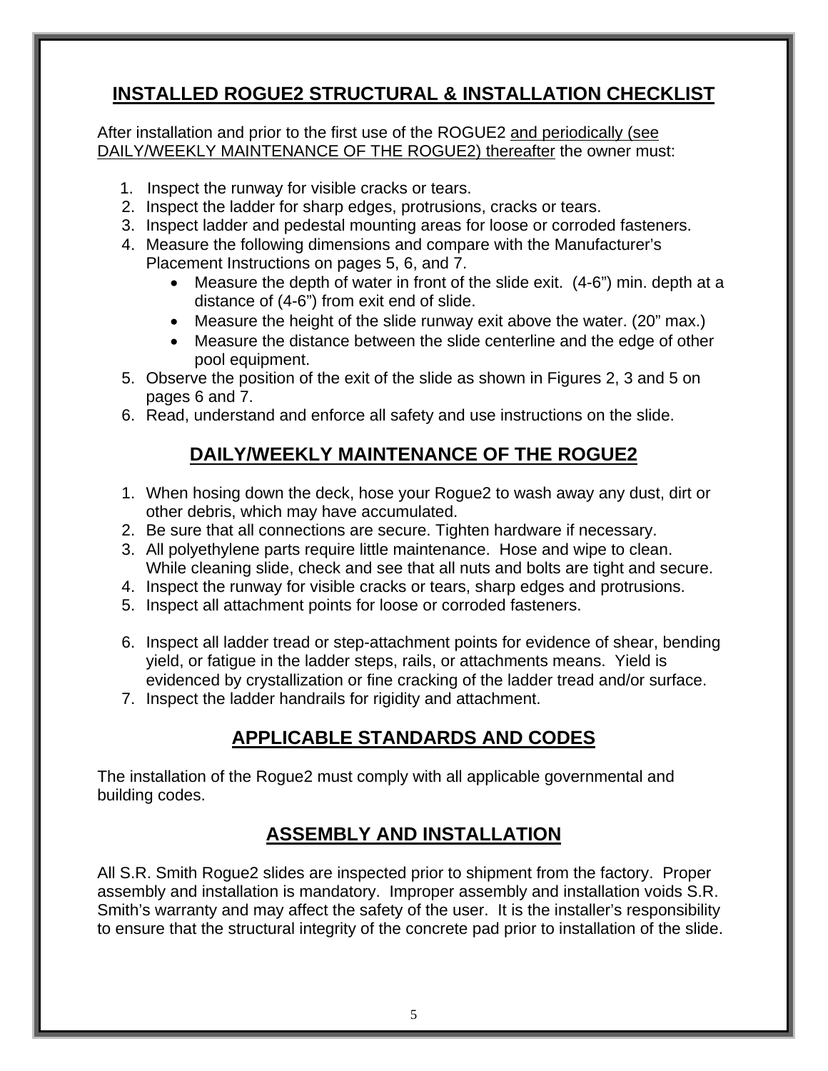## INSTALLED ROGUE2 STRUCTURAL & INSTALLATION CHECKLIST

After installation and prior to the first use of the ROGUE2 <u>and periodically (see DAILY/WEEKLY MAINTENANCE OF THE ROGUE2) thereafter</u> the owner must:

1. Inspect the runway for visible cracks or tears.
2. Inspect the ladder for sharp edges, protrusions, cracks or tears.
3. Inspect ladder and pedestal mounting areas for loose or corroded fasteners.
4. Measure the following dimensions and compare with the Manufacturer's Placement Instructions on pages 5, 6, and 7.
   - Measure the depth of water in front of the slide exit. (4-6") min. depth at a distance of (4-6") from exit end of slide.
   - Measure the height of the slide runway exit above the water. (20" max.)
   - Measure the distance between the slide centerline and the edge of other pool equipment.
5. Observe the position of the exit of the slide as shown in Figures 2, 3 and 5 on pages 6 and 7.
6. Read, understand and enforce all safety and use instructions on the slide.

## DAILY/WEEKLY MAINTENANCE OF THE ROGUE2

1. When hosing down the deck, hose your Rogue2 to wash away any dust, dirt or other debris, which may have accumulated.
2. Be sure that all connections are secure. Tighten hardware if necessary.
3. All polyethylene parts require little maintenance. Hose and wipe to clean. While cleaning slide, check and see that all nuts and bolts are tight and secure.
4. Inspect the runway for visible cracks or tears, sharp edges and protrusions.
5. Inspect all attachment points for loose or corroded fasteners.
6. Inspect all ladder tread or step-attachment points for evidence of shear, bending yield, or fatigue in the ladder steps, rails, or attachments means. Yield is evidenced by crystallization or fine cracking of the ladder tread and/or surface.
7. Inspect the ladder handrails for rigidity and attachment.

## APPLICABLE STANDARDS AND CODES

The installation of the Rogue2 must comply with all applicable governmental and building codes.

## ASSEMBLY AND INSTALLATION

All S.R. Smith Rogue2 slides are inspected prior to shipment from the factory. Proper assembly and installation is mandatory. Improper assembly and installation voids S.R. Smith's warranty and may affect the safety of the user. It is the installer's responsibility to ensure that the structural integrity of the concrete pad prior to installation of the slide.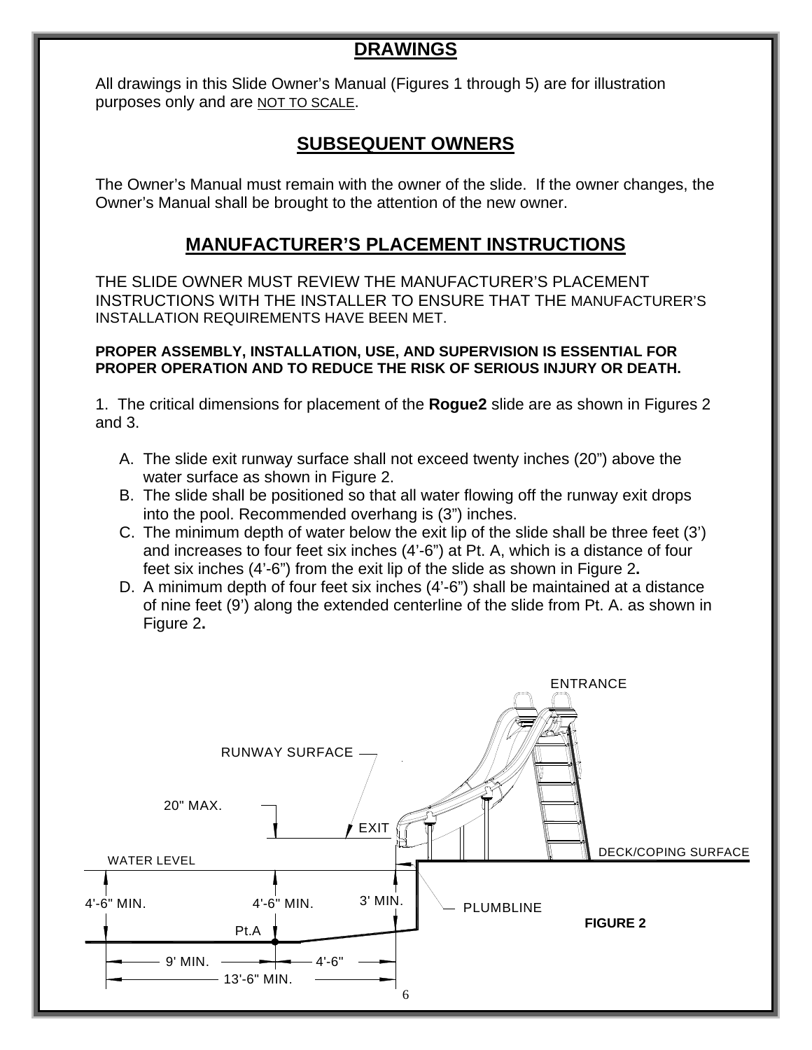## DRAWINGS

All drawings in this Slide Owner's Manual (Figures 1 through 5) are for illustration purposes only and are NOT TO SCALE.

## SUBSEQUENT OWNERS

The Owner's Manual must remain with the owner of the slide. If the owner changes, the Owner's Manual shall be brought to the attention of the new owner.

## MANUFACTURER'S PLACEMENT INSTRUCTIONS

THE SLIDE OWNER MUST REVIEW THE MANUFACTURER'S PLACEMENT INSTRUCTIONS WITH THE INSTALLER TO ENSURE THAT THE MANUFACTURER'S INSTALLATION REQUIREMENTS HAVE BEEN MET.

**PROPER ASSEMBLY, INSTALLATION, USE, AND SUPERVISION IS ESSENTIAL FOR PROPER OPERATION AND TO REDUCE THE RISK OF SERIOUS INJURY OR DEATH.**

1. The critical dimensions for placement of the **Rogue2** slide are as shown in Figures 2 and 3.

   A. The slide exit runway surface shall not exceed twenty inches (20") above the water surface as shown in Figure 2.
   B. The slide shall be positioned so that all water flowing off the runway exit drops into the pool. Recommended overhang is (3") inches.
   C. The minimum depth of water below the exit lip of the slide shall be three feet (3') and increases to four feet six inches (4'-6") at Pt. A, which is a distance of four feet six inches (4'-6") from the exit lip of the slide as shown in Figure 2**.**
   D. A minimum depth of four feet six inches (4'-6") shall be maintained at a distance of nine feet (9') along the extended centerline of the slide from Pt. A. as shown in Figure 2**.**

ENTRANCE

RUNWAY SURFACE

20" MAX.

EXIT

WATER LEVEL

DECK/COPING SURFACE

4'-6" MIN.

4'-6" MIN.

3' MIN.

PLUMBLINE

Pt.A

9' MIN.

4'-6"

13'-6" MIN.

**FIGURE 2**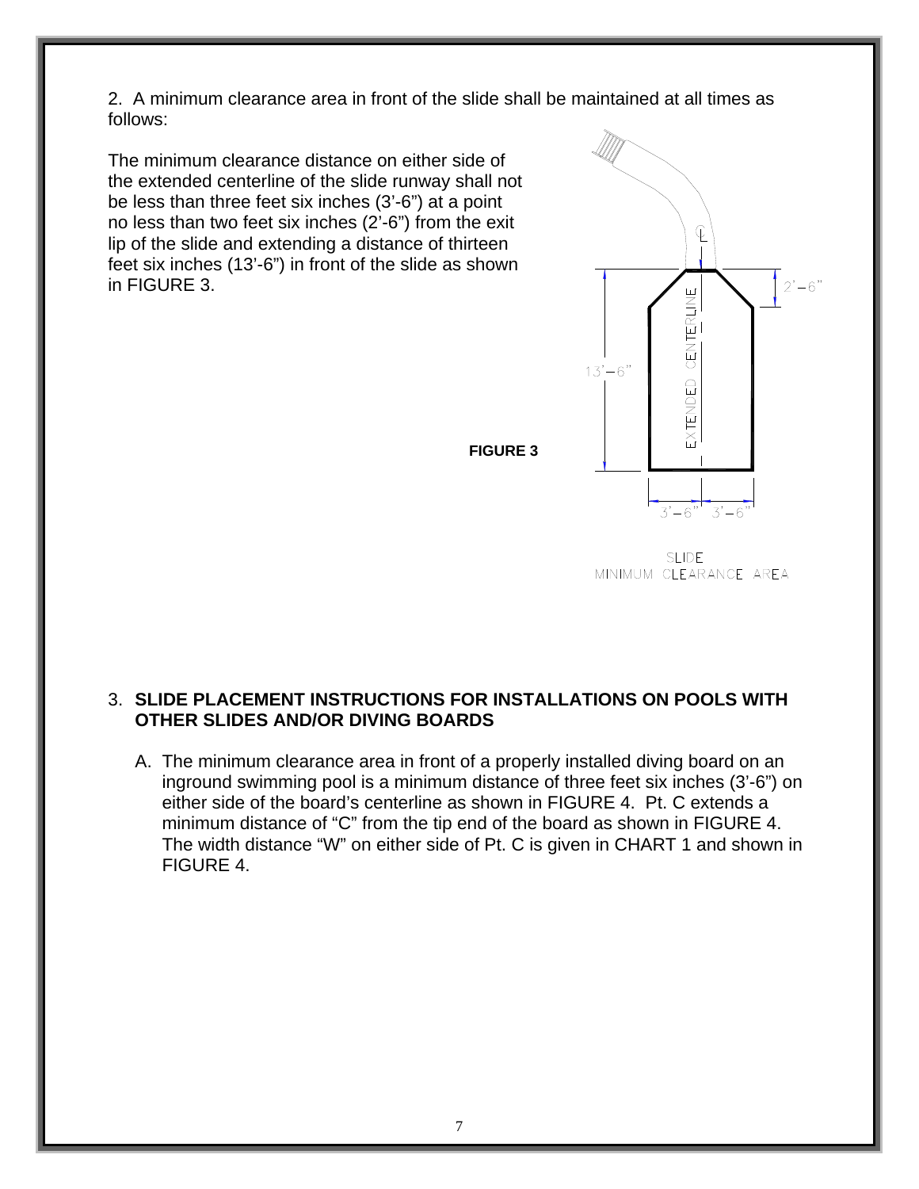2. A minimum clearance area in front of the slide shall be maintained at all times as follows:

The minimum clearance distance on either side of the extended centerline of the slide runway shall not be less than three feet six inches (3'-6") at a point no less than two feet six inches (2'-6") from the exit lip of the slide and extending a distance of thirteen feet six inches (13'-6") in front of the slide as shown in FIGURE 3.

**FIGURE 3**

SLIDE MINIMUM CLEARANCE AREA

3. **SLIDE PLACEMENT INSTRUCTIONS FOR INSTALLATIONS ON POOLS WITH OTHER SLIDES AND/OR DIVING BOARDS**

   A. The minimum clearance area in front of a properly installed diving board on an inground swimming pool is a minimum distance of three feet six inches (3'-6") on either side of the board's centerline as shown in FIGURE 4. Pt. C extends a minimum distance of "C" from the tip end of the board as shown in FIGURE 4. The width distance "W" on either side of Pt. C is given in CHART 1 and shown in FIGURE 4.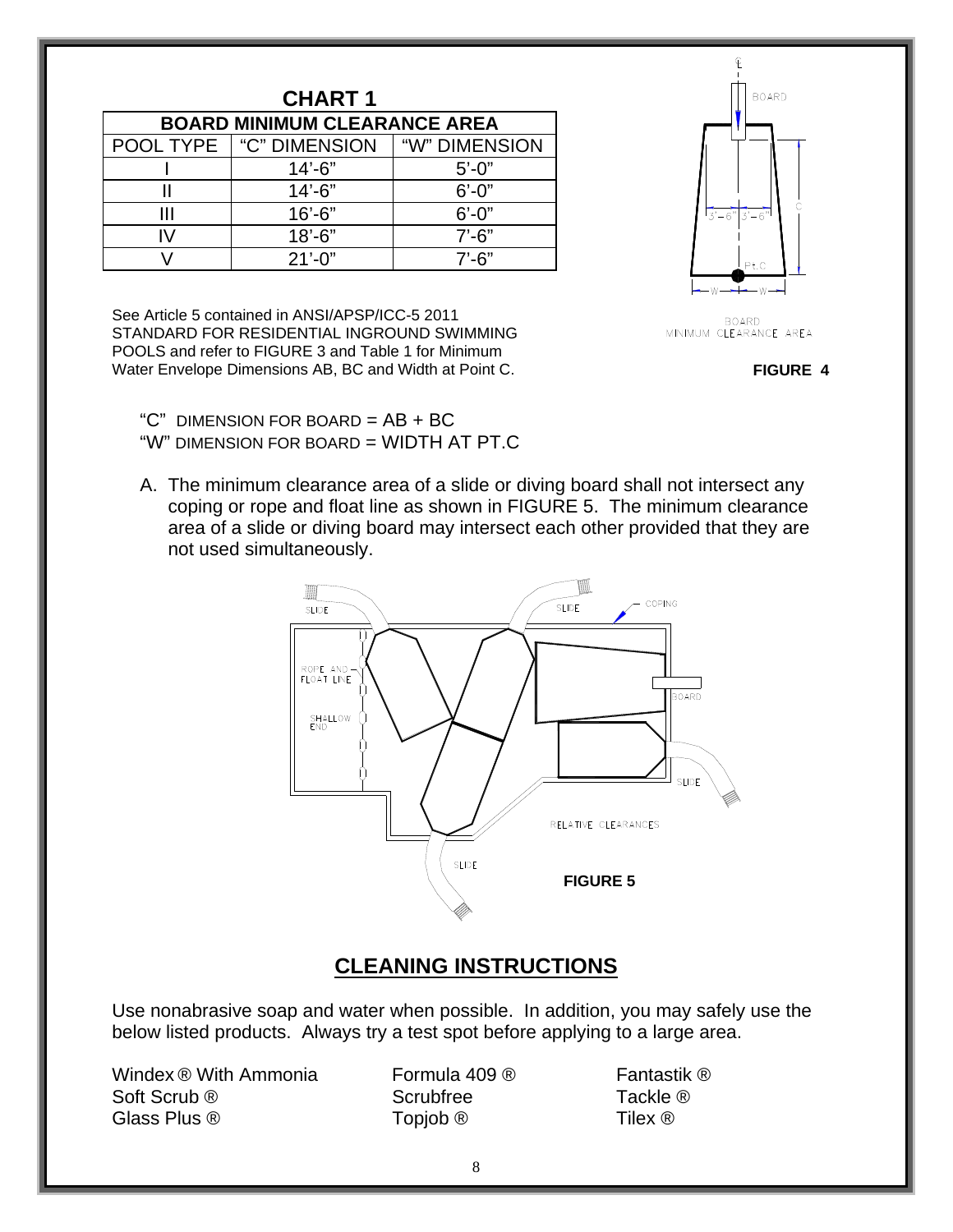## CHART 1

| BOARD MINIMUM CLEARANCE AREA | | |
|---|---|---|
| POOL TYPE | "C" DIMENSION | "W" DIMENSION |
| I | 14'-6" | 5'-0" |
| II | 14'-6" | 6'-0" |
| III | 16'-6" | 6'-0" |
| IV | 18'-6" | 7'-6" |
| V | 21'-0" | 7'-6" |

See Article 5 contained in ANSI/APSP/ICC-5 2011 STANDARD FOR RESIDENTIAL INGROUND SWIMMING POOLS and refer to FIGURE 3 and Table 1 for Minimum Water Envelope Dimensions AB, BC and Width at Point C.

BOARD MINIMUM CLEARANCE AREA

**FIGURE 4**

"C" DIMENSION FOR BOARD = AB + BC
"W" DIMENSION FOR BOARD = WIDTH AT PT.C

A. The minimum clearance area of a slide or diving board shall not intersect any coping or rope and float line as shown in FIGURE 5. The minimum clearance area of a slide or diving board may intersect each other provided that they are not used simultaneously.

**FIGURE 5**

## CLEANING INSTRUCTIONS

Use nonabrasive soap and water when possible. In addition, you may safely use the below listed products. Always try a test spot before applying to a large area.

| | | |
|---|---|---|
| Windex ® With Ammonia | Formula 409 ® | Fantastik ® |
| Soft Scrub ® | Scrubfree | Tackle ® |
| Glass Plus ® | Topjob ® | Tilex ® |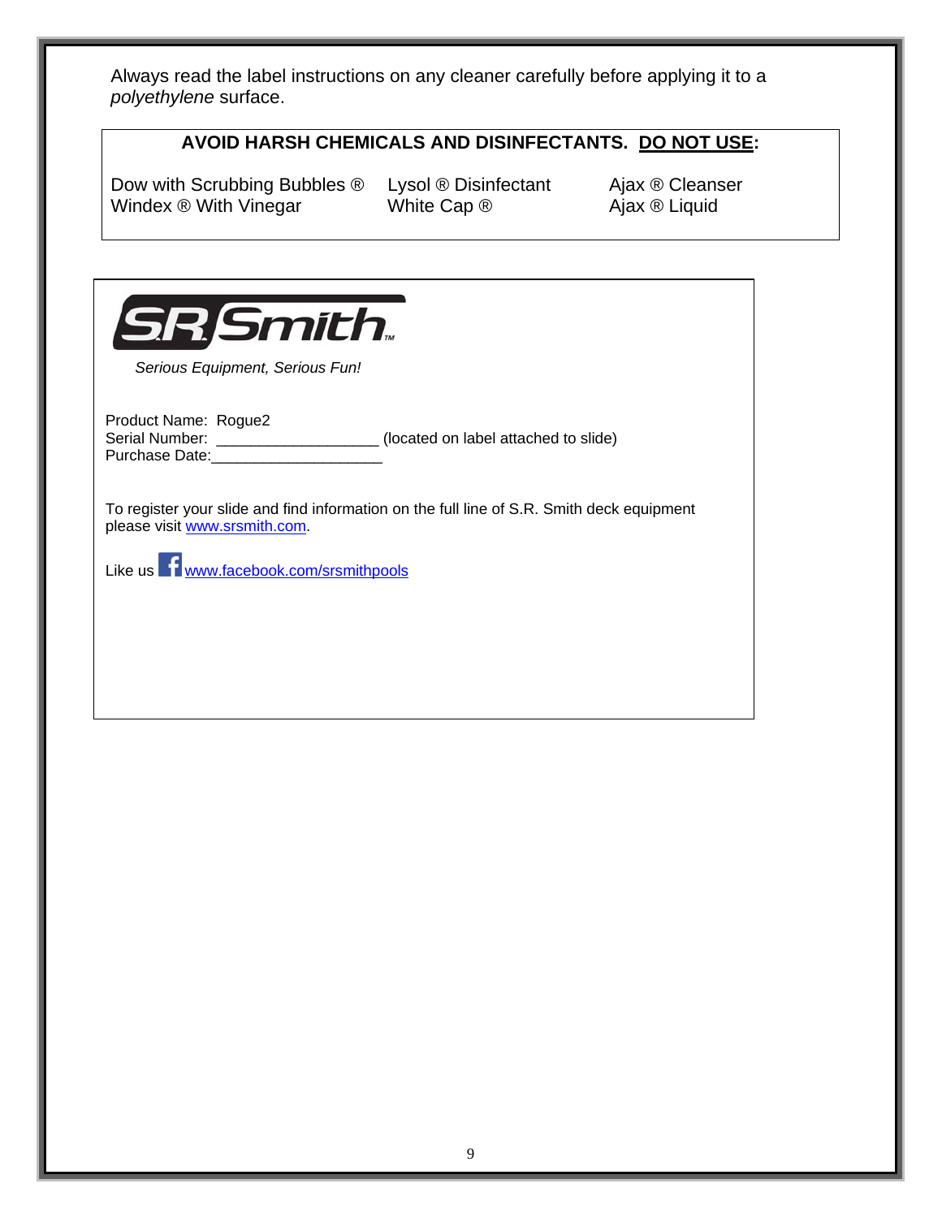Always read the label instructions on any cleaner carefully before applying it to a *polyethylene* surface.

**AVOID HARSH CHEMICALS AND DISINFECTANTS. <u>DO NOT USE</u>:**

| | | |
|---|---|---|
| Dow with Scrubbing Bubbles ® | Lysol ® Disinfectant | Ajax ® Cleanser |
| Windex ® With Vinegar | White Cap ® | Ajax ® Liquid |

S.R. Smith™

*Serious Equipment, Serious Fun!*

Product Name: Rogue2
Serial Number: ___________________ (located on label attached to slide)
Purchase Date:____________________

To register your slide and find information on the full line of S.R. Smith deck equipment please visit www.srsmith.com.

Like us www.facebook.com/srsmithpools